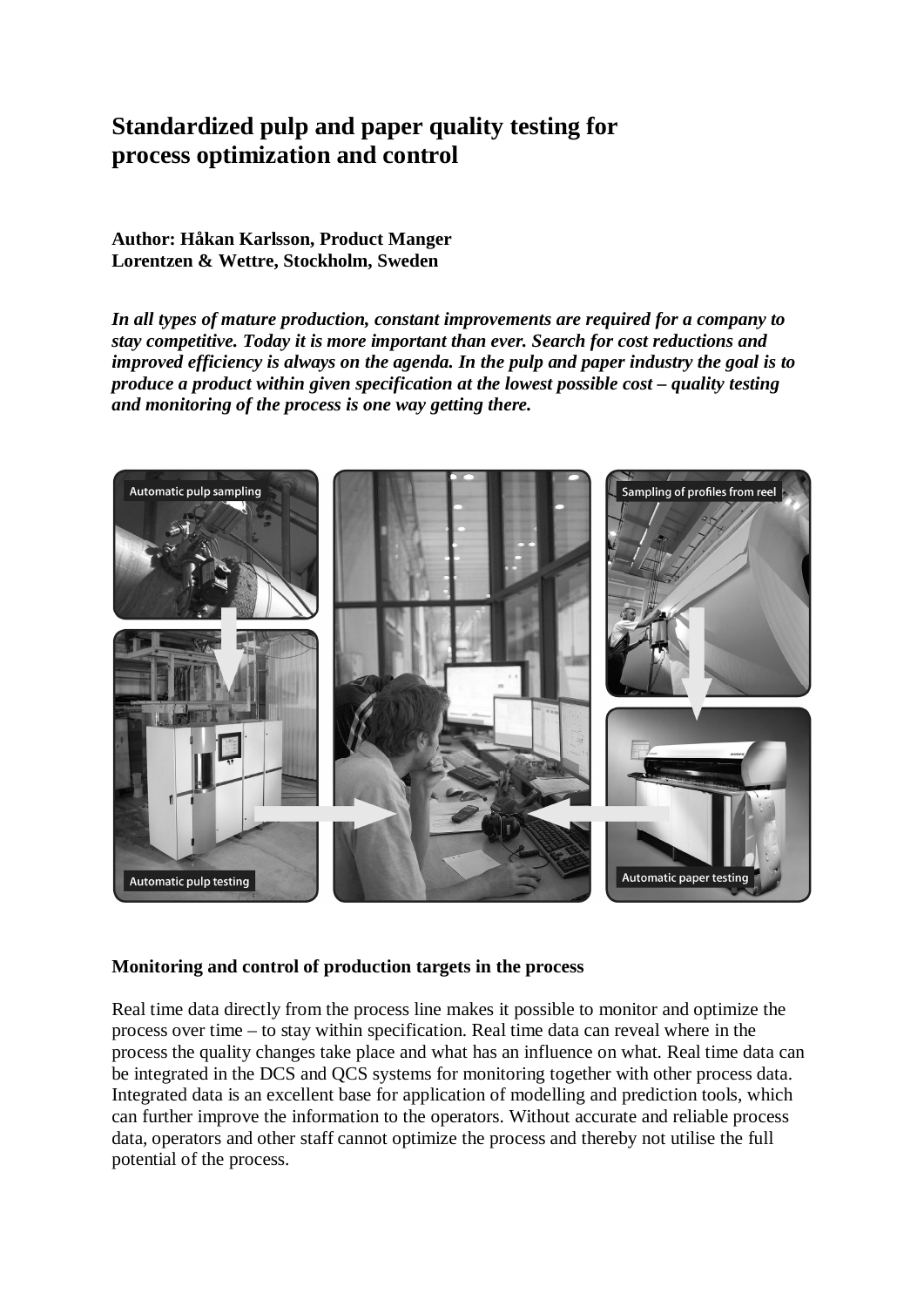# Standardized pulp and paper quality testing for process optimization and control

**Author: Håkan Karlsson, Product Manger**
**Lorentzen & Wettre, Stockholm, Sweden**

***In all types of mature production, constant improvements are required for a company to stay competitive. Today it is more important than ever. Search for cost reductions and improved efficiency is always on the agenda. In the pulp and paper industry the goal is to produce a product within given specification at the lowest possible cost – quality testing and monitoring of the process is one way getting there.***

Automatic pulp sampling

Automatic pulp testing

Sampling of profiles from reel

Automatic paper testing

## Monitoring and control of production targets in the process

Real time data directly from the process line makes it possible to monitor and optimize the process over time – to stay within specification. Real time data can reveal where in the process the quality changes take place and what has an influence on what. Real time data can be integrated in the DCS and QCS systems for monitoring together with other process data. Integrated data is an excellent base for application of modelling and prediction tools, which can further improve the information to the operators. Without accurate and reliable process data, operators and other staff cannot optimize the process and thereby not utilise the full potential of the process.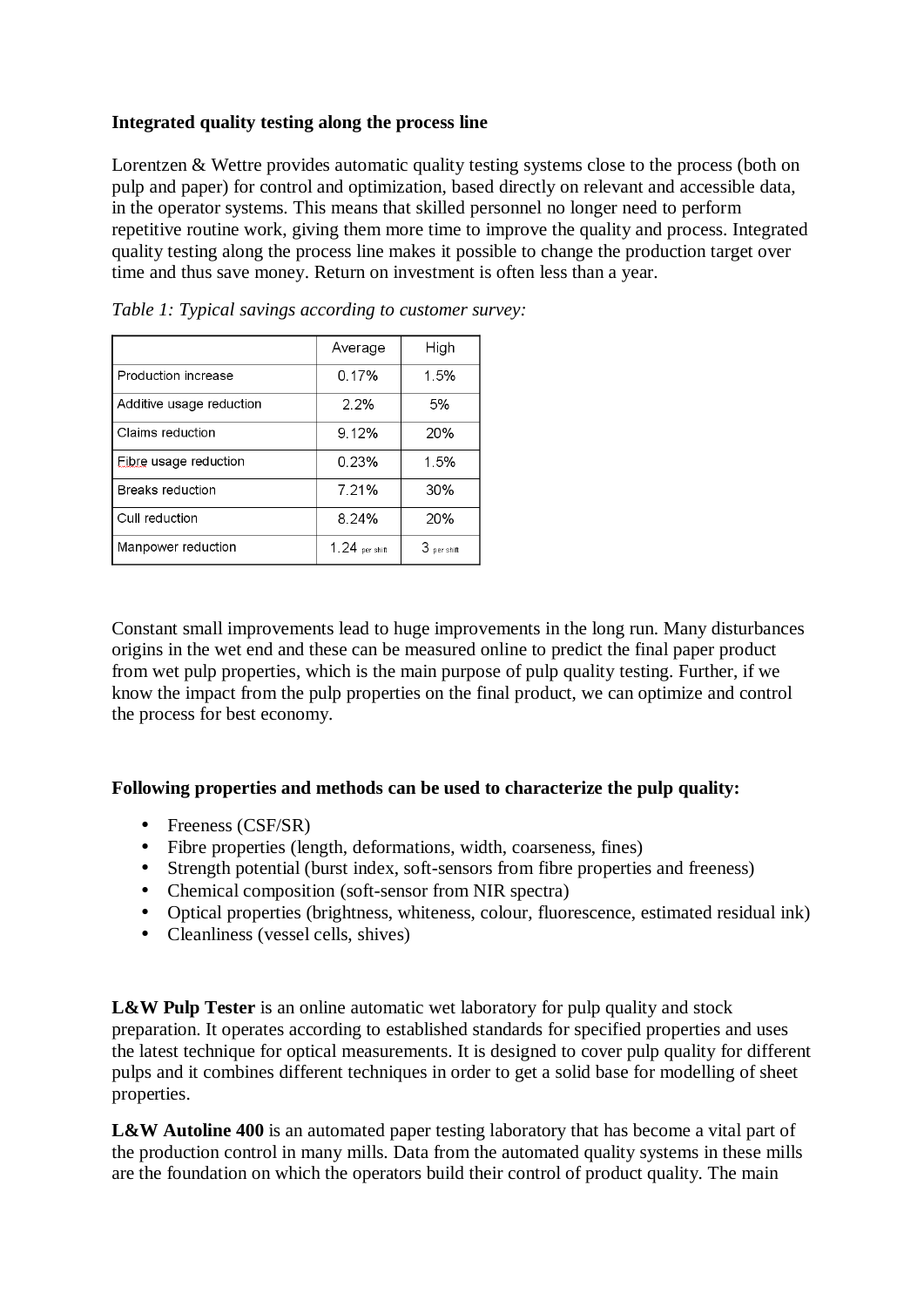**Integrated quality testing along the process line**

Lorentzen & Wettre provides automatic quality testing systems close to the process (both on pulp and paper) for control and optimization, based directly on relevant and accessible data, in the operator systems. This means that skilled personnel no longer need to perform repetitive routine work, giving them more time to improve the quality and process. Integrated quality testing along the process line makes it possible to change the production target over time and thus save money. Return on investment is often less than a year.

*Table 1: Typical savings according to customer survey:*

| | Average | High |
|---|---|---|
| Production increase | 0.17% | 1.5% |
| Additive usage reduction | 2.2% | 5% |
| Claims reduction | 9.12% | 20% |
| Fibre usage reduction | 0.23% | 1.5% |
| Breaks reduction | 7.21% | 30% |
| Cull reduction | 8.24% | 20% |
| Manpower reduction | 1.24 per shift | 3 per shift |

Constant small improvements lead to huge improvements in the long run. Many disturbances origins in the wet end and these can be measured online to predict the final paper product from wet pulp properties, which is the main purpose of pulp quality testing. Further, if we know the impact from the pulp properties on the final product, we can optimize and control the process for best economy.

**Following properties and methods can be used to characterize the pulp quality:**

- Freeness (CSF/SR)
- Fibre properties (length, deformations, width, coarseness, fines)
- Strength potential (burst index, soft-sensors from fibre properties and freeness)
- Chemical composition (soft-sensor from NIR spectra)
- Optical properties (brightness, whiteness, colour, fluorescence, estimated residual ink)
- Cleanliness (vessel cells, shives)

**L&W Pulp Tester** is an online automatic wet laboratory for pulp quality and stock preparation. It operates according to established standards for specified properties and uses the latest technique for optical measurements. It is designed to cover pulp quality for different pulps and it combines different techniques in order to get a solid base for modelling of sheet properties.

**L&W Autoline 400** is an automated paper testing laboratory that has become a vital part of the production control in many mills. Data from the automated quality systems in these mills are the foundation on which the operators build their control of product quality. The main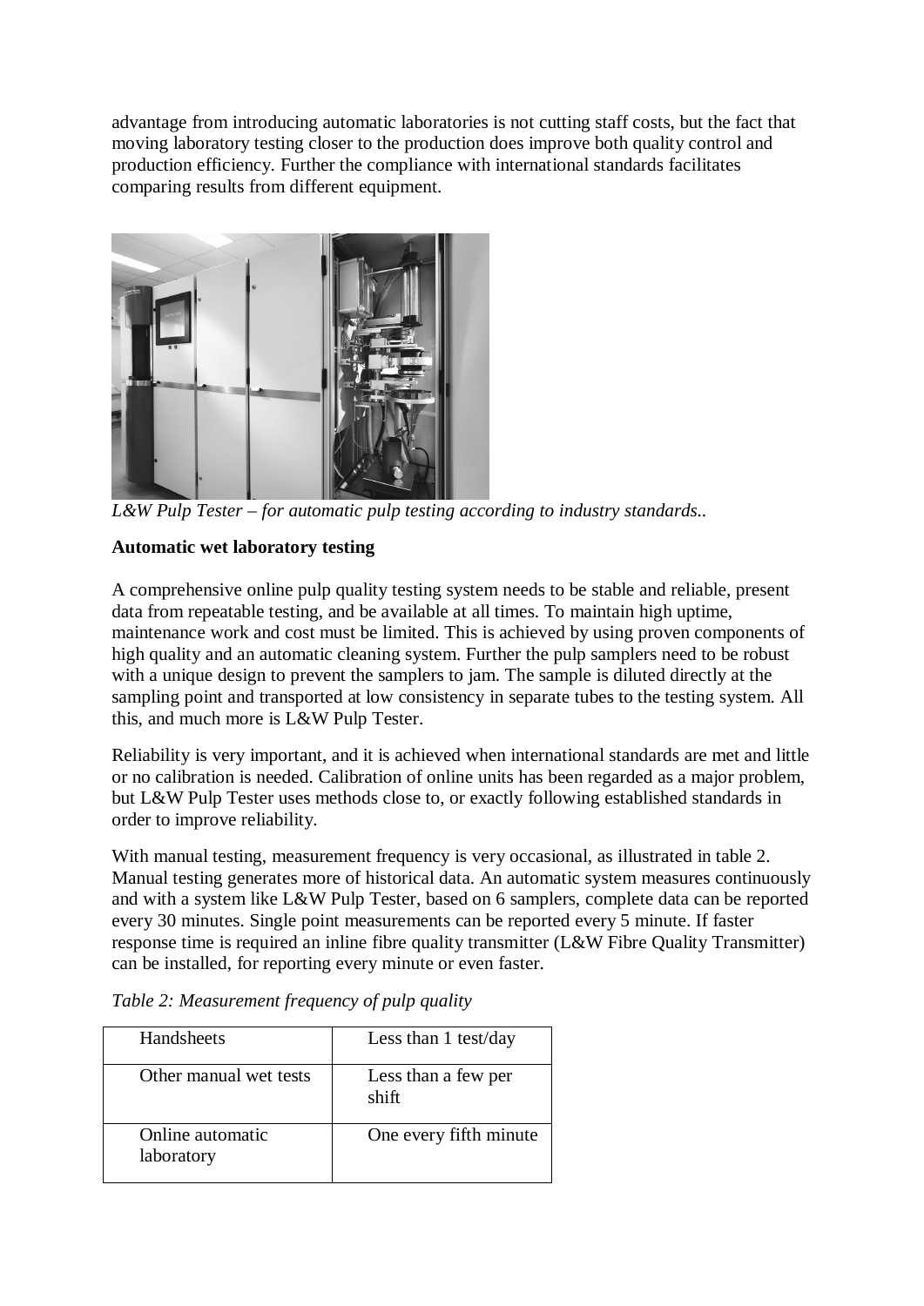advantage from introducing automatic laboratories is not cutting staff costs, but the fact that moving laboratory testing closer to the production does improve both quality control and production efficiency. Further the compliance with international standards facilitates comparing results from different equipment.

*L&W Pulp Tester – for automatic pulp testing according to industry standards..*

**Automatic wet laboratory testing**

A comprehensive online pulp quality testing system needs to be stable and reliable, present data from repeatable testing, and be available at all times. To maintain high uptime, maintenance work and cost must be limited. This is achieved by using proven components of high quality and an automatic cleaning system. Further the pulp samplers need to be robust with a unique design to prevent the samplers to jam. The sample is diluted directly at the sampling point and transported at low consistency in separate tubes to the testing system. All this, and much more is L&W Pulp Tester.

Reliability is very important, and it is achieved when international standards are met and little or no calibration is needed. Calibration of online units has been regarded as a major problem, but L&W Pulp Tester uses methods close to, or exactly following established standards in order to improve reliability.

With manual testing, measurement frequency is very occasional, as illustrated in table 2. Manual testing generates more of historical data. An automatic system measures continuously and with a system like L&W Pulp Tester, based on 6 samplers, complete data can be reported every 30 minutes. Single point measurements can be reported every 5 minute. If faster response time is required an inline fibre quality transmitter (L&W Fibre Quality Transmitter) can be installed, for reporting every minute or even faster.

*Table 2: Measurement frequency of pulp quality*

| | |
|---|---|
| Handsheets | Less than 1 test/day |
| Other manual wet tests | Less than a few per shift |
| Online automatic laboratory | One every fifth minute |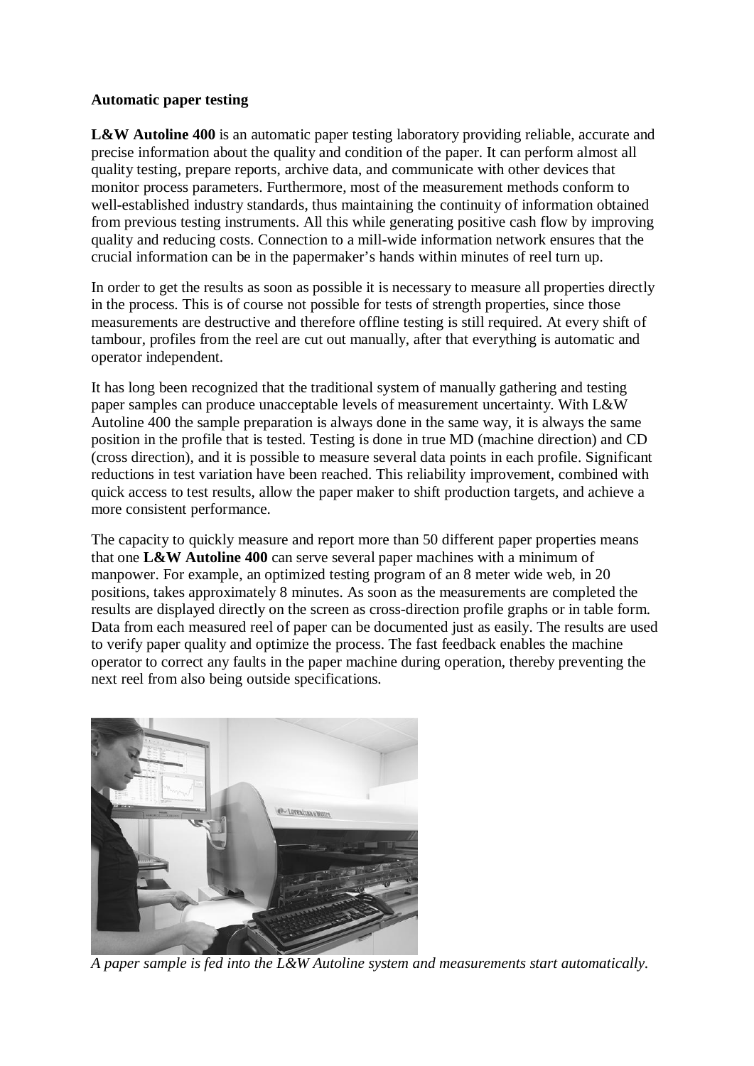**Automatic paper testing**

**L&W Autoline 400** is an automatic paper testing laboratory providing reliable, accurate and precise information about the quality and condition of the paper. It can perform almost all quality testing, prepare reports, archive data, and communicate with other devices that monitor process parameters. Furthermore, most of the measurement methods conform to well-established industry standards, thus maintaining the continuity of information obtained from previous testing instruments. All this while generating positive cash flow by improving quality and reducing costs. Connection to a mill-wide information network ensures that the crucial information can be in the papermaker's hands within minutes of reel turn up.

In order to get the results as soon as possible it is necessary to measure all properties directly in the process. This is of course not possible for tests of strength properties, since those measurements are destructive and therefore offline testing is still required. At every shift of tambour, profiles from the reel are cut out manually, after that everything is automatic and operator independent.

It has long been recognized that the traditional system of manually gathering and testing paper samples can produce unacceptable levels of measurement uncertainty. With L&W Autoline 400 the sample preparation is always done in the same way, it is always the same position in the profile that is tested. Testing is done in true MD (machine direction) and CD (cross direction), and it is possible to measure several data points in each profile. Significant reductions in test variation have been reached. This reliability improvement, combined with quick access to test results, allow the paper maker to shift production targets, and achieve a more consistent performance.

The capacity to quickly measure and report more than 50 different paper properties means that one **L&W Autoline 400** can serve several paper machines with a minimum of manpower. For example, an optimized testing program of an 8 meter wide web, in 20 positions, takes approximately 8 minutes. As soon as the measurements are completed the results are displayed directly on the screen as cross-direction profile graphs or in table form. Data from each measured reel of paper can be documented just as easily. The results are used to verify paper quality and optimize the process. The fast feedback enables the machine operator to correct any faults in the paper machine during operation, thereby preventing the next reel from also being outside specifications.

*A paper sample is fed into the L&W Autoline system and measurements start automatically.*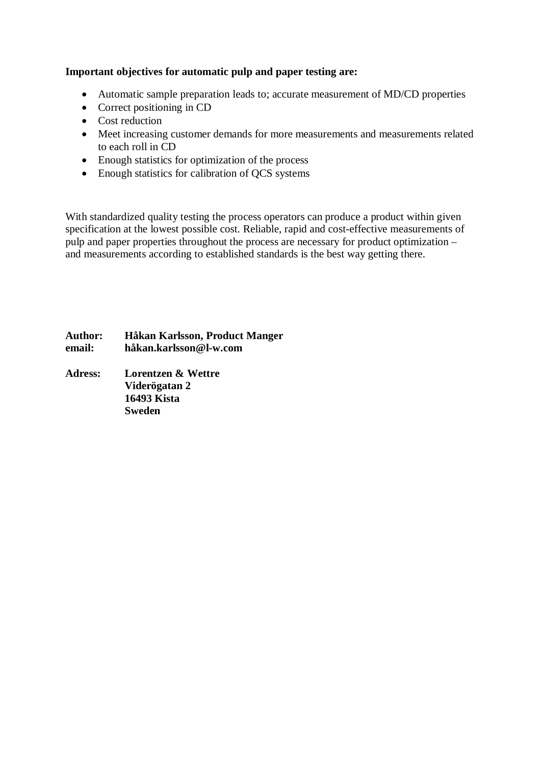**Important objectives for automatic pulp and paper testing are:**

- Automatic sample preparation leads to; accurate measurement of MD/CD properties
- Correct positioning in CD
- Cost reduction
- Meet increasing customer demands for more measurements and measurements related to each roll in CD
- Enough statistics for optimization of the process
- Enough statistics for calibration of QCS systems

With standardized quality testing the process operators can produce a product within given specification at the lowest possible cost. Reliable, rapid and cost-effective measurements of pulp and paper properties throughout the process are necessary for product optimization – and measurements according to established standards is the best way getting there.

**Author:** **Håkan Karlsson, Product Manger**
**email:** **håkan.karlsson@l-w.com**

**Adress:** **Lorentzen & Wettre**
**Viderögatan 2**
**16493 Kista**
**Sweden**